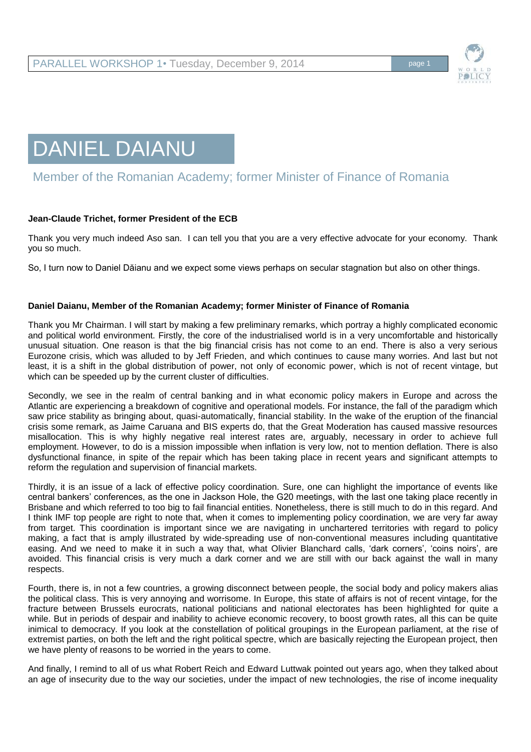# DANIEL DAIANU

## Member of the Romanian Academy; former Minister of Finance of Romania

**Jean-Claude Trichet, former President of the ECB**

Thank you very much indeed Aso san. I can tell you that you are a very effective advocate for your economy. Thank you so much.

So, I turn now to Daniel Dăianu and we expect some views perhaps on secular stagnation but also on other things.

**Daniel Daianu, Member of the Romanian Academy; former Minister of Finance of Romania**

Thank you Mr Chairman. I will start by making a few preliminary remarks, which portray a highly complicated economic and political world environment. Firstly, the core of the industrialised world is in a very uncomfortable and historically unusual situation. One reason is that the big financial crisis has not come to an end. There is also a very serious Eurozone crisis, which was alluded to by Jeff Frieden, and which continues to cause many worries. And last but not least, it is a shift in the global distribution of power, not only of economic power, which is not of recent vintage, but which can be speeded up by the current cluster of difficulties.

Secondly, we see in the realm of central banking and in what economic policy makers in Europe and across the Atlantic are experiencing a breakdown of cognitive and operational models. For instance, the fall of the paradigm which saw price stability as bringing about, quasi-automatically, financial stability. In the wake of the eruption of the financial crisis some remark, as Jaime Caruana and BIS experts do, that the Great Moderation has caused massive resources misallocation. This is why highly negative real interest rates are, arguably, necessary in order to achieve full employment. However, to do is a mission impossible when inflation is very low, not to mention deflation. There is also dysfunctional finance, in spite of the repair which has been taking place in recent years and significant attempts to reform the regulation and supervision of financial markets.

Thirdly, it is an issue of a lack of effective policy coordination. Sure, one can highlight the importance of events like central bankers' conferences, as the one in Jackson Hole, the G20 meetings, with the last one taking place recently in Brisbane and which referred to too big to fail financial entities. Nonetheless, there is still much to do in this regard. And I think IMF top people are right to note that, when it comes to implementing policy coordination, we are very far away from target. This coordination is important since we are navigating in unchartered territories with regard to policy making, a fact that is amply illustrated by wide-spreading use of non-conventional measures including quantitative easing. And we need to make it in such a way that, what Olivier Blanchard calls, 'dark corners', 'coins noirs', are avoided. This financial crisis is very much a dark corner and we are still with our back against the wall in many respects.

Fourth, there is, in not a few countries, a growing disconnect between people, the social body and policy makers alias the political class. This is very annoying and worrisome. In Europe, this state of affairs is not of recent vintage, for the fracture between Brussels eurocrats, national politicians and national electorates has been highlighted for quite a while. But in periods of despair and inability to achieve economic recovery, to boost growth rates, all this can be quite inimical to democracy. If you look at the constellation of political groupings in the European parliament, at the rise of extremist parties, on both the left and the right political spectre, which are basically rejecting the European project, then we have plenty of reasons to be worried in the years to come.

And finally, I remind to all of us what Robert Reich and Edward Luttwak pointed out years ago, when they talked about an age of insecurity due to the way our societies, under the impact of new technologies, the rise of income inequality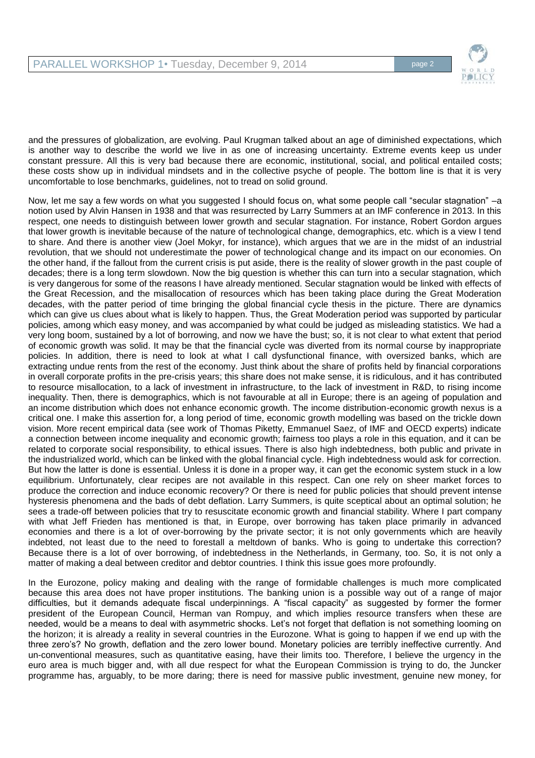and the pressures of globalization, are evolving. Paul Krugman talked about an age of diminished expectations, which is another way to describe the world we live in as one of increasing uncertainty. Extreme events keep us under constant pressure. All this is very bad because there are economic, institutional, social, and political entailed costs; these costs show up in individual mindsets and in the collective psyche of people. The bottom line is that it is very uncomfortable to lose benchmarks, guidelines, not to tread on solid ground.

Now, let me say a few words on what you suggested I should focus on, what some people call "secular stagnation" –a notion used by Alvin Hansen in 1938 and that was resurrected by Larry Summers at an IMF conference in 2013. In this respect, one needs to distinguish between lower growth and secular stagnation. For instance, Robert Gordon argues that lower growth is inevitable because of the nature of technological change, demographics, etc. which is a view I tend to share. And there is another view (Joel Mokyr, for instance), which argues that we are in the midst of an industrial revolution, that we should not underestimate the power of technological change and its impact on our economies. On the other hand, if the fallout from the current crisis is put aside, there is the reality of slower growth in the past couple of decades; there is a long term slowdown. Now the big question is whether this can turn into a secular stagnation, which is very dangerous for some of the reasons I have already mentioned. Secular stagnation would be linked with effects of the Great Recession, and the misallocation of resources which has been taking place during the Great Moderation decades, with the patter period of time bringing the global financial cycle thesis in the picture. There are dynamics which can give us clues about what is likely to happen. Thus, the Great Moderation period was supported by particular policies, among which easy money, and was accompanied by what could be judged as misleading statistics. We had a very long boom, sustained by a lot of borrowing, and now we have the bust; so, it is not clear to what extent that period of economic growth was solid. It may be that the financial cycle was diverted from its normal course by inappropriate policies. In addition, there is need to look at what I call dysfunctional finance, with oversized banks, which are extracting undue rents from the rest of the economy. Just think about the share of profits held by financial corporations in overall corporate profits in the pre-crisis years; this share does not make sense, it is ridiculous, and it has contributed to resource misallocation, to a lack of investment in infrastructure, to the lack of investment in R&D, to rising income inequality. Then, there is demographics, which is not favourable at all in Europe; there is an ageing of population and an income distribution which does not enhance economic growth. The income distribution-economic growth nexus is a critical one. I make this assertion for, a long period of time, economic growth modelling was based on the trickle down vision. More recent empirical data (see work of Thomas Piketty, Emmanuel Saez, of IMF and OECD experts) indicate a connection between income inequality and economic growth; fairness too plays a role in this equation, and it can be related to corporate social responsibility, to ethical issues. There is also high indebtedness, both public and private in the industrialized world, which can be linked with the global financial cycle. High indebtedness would ask for correction. But how the latter is done is essential. Unless it is done in a proper way, it can get the economic system stuck in a low equilibrium. Unfortunately, clear recipes are not available in this respect. Can one rely on sheer market forces to produce the correction and induce economic recovery? Or there is need for public policies that should prevent intense hysteresis phenomena and the bads of debt deflation. Larry Summers, is quite sceptical about an optimal solution; he sees a trade-off between policies that try to resuscitate economic growth and financial stability. Where I part company with what Jeff Frieden has mentioned is that, in Europe, over borrowing has taken place primarily in advanced economies and there is a lot of over-borrowing by the private sector; it is not only governments which are heavily indebted, not least due to the need to forestall a meltdown of banks. Who is going to undertake this correction? Because there is a lot of over borrowing, of indebtedness in the Netherlands, in Germany, too. So, it is not only a matter of making a deal between creditor and debtor countries. I think this issue goes more profoundly.

In the Eurozone, policy making and dealing with the range of formidable challenges is much more complicated because this area does not have proper institutions. The banking union is a possible way out of a range of major difficulties, but it demands adequate fiscal underpinnings. A "fiscal capacity" as suggested by former the former president of the European Council, Herman van Rompuy, and which implies resource transfers when these are needed, would be a means to deal with asymmetric shocks. Let's not forget that deflation is not something looming on the horizon; it is already a reality in several countries in the Eurozone. What is going to happen if we end up with the three zero's? No growth, deflation and the zero lower bound. Monetary policies are terribly ineffective currently. And un-conventional measures, such as quantitative easing, have their limits too. Therefore, I believe the urgency in the euro area is much bigger and, with all due respect for what the European Commission is trying to do, the Juncker programme has, arguably, to be more daring; there is need for massive public investment, genuine new money, for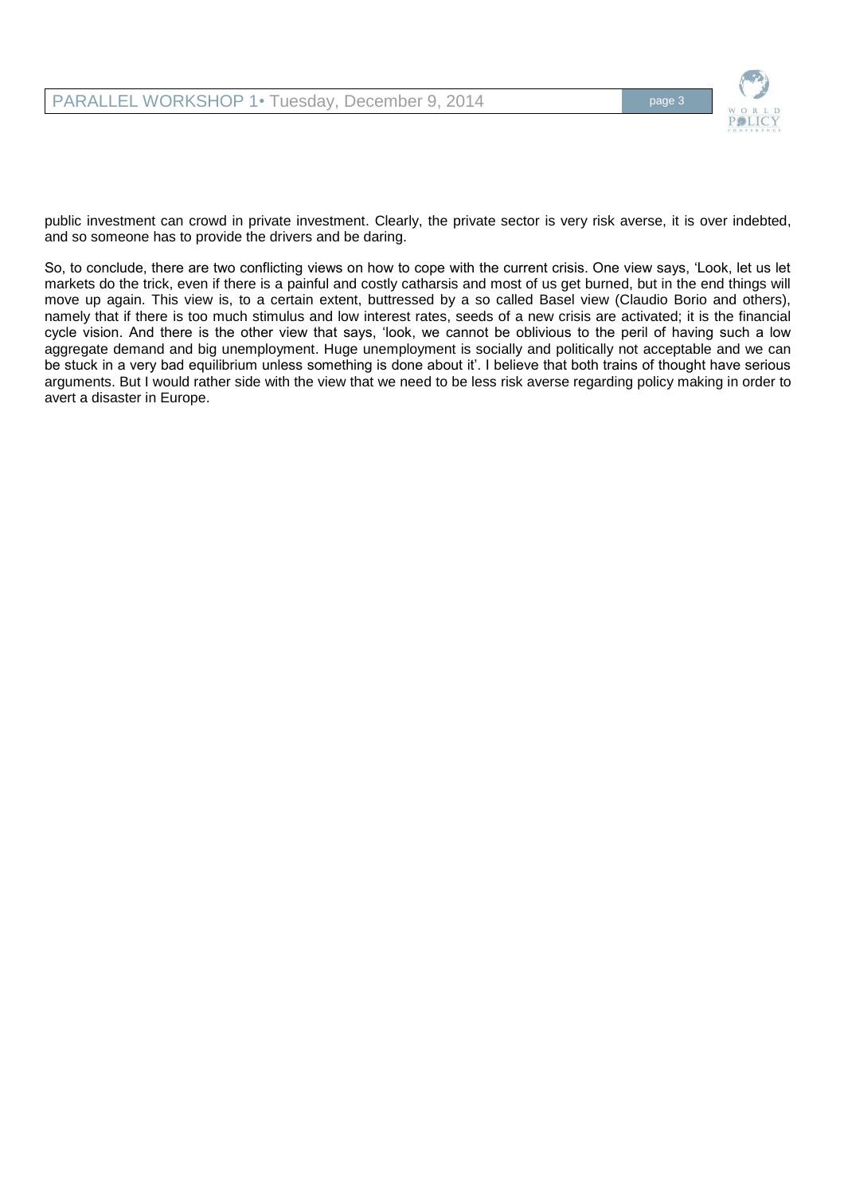public investment can crowd in private investment. Clearly, the private sector is very risk averse, it is over indebted, and so someone has to provide the drivers and be daring.

So, to conclude, there are two conflicting views on how to cope with the current crisis. One view says, 'Look, let us let markets do the trick, even if there is a painful and costly catharsis and most of us get burned, but in the end things will move up again. This view is, to a certain extent, buttressed by a so called Basel view (Claudio Borio and others), namely that if there is too much stimulus and low interest rates, seeds of a new crisis are activated; it is the financial cycle vision. And there is the other view that says, 'look, we cannot be oblivious to the peril of having such a low aggregate demand and big unemployment. Huge unemployment is socially and politically not acceptable and we can be stuck in a very bad equilibrium unless something is done about it'. I believe that both trains of thought have serious arguments. But I would rather side with the view that we need to be less risk averse regarding policy making in order to avert a disaster in Europe.